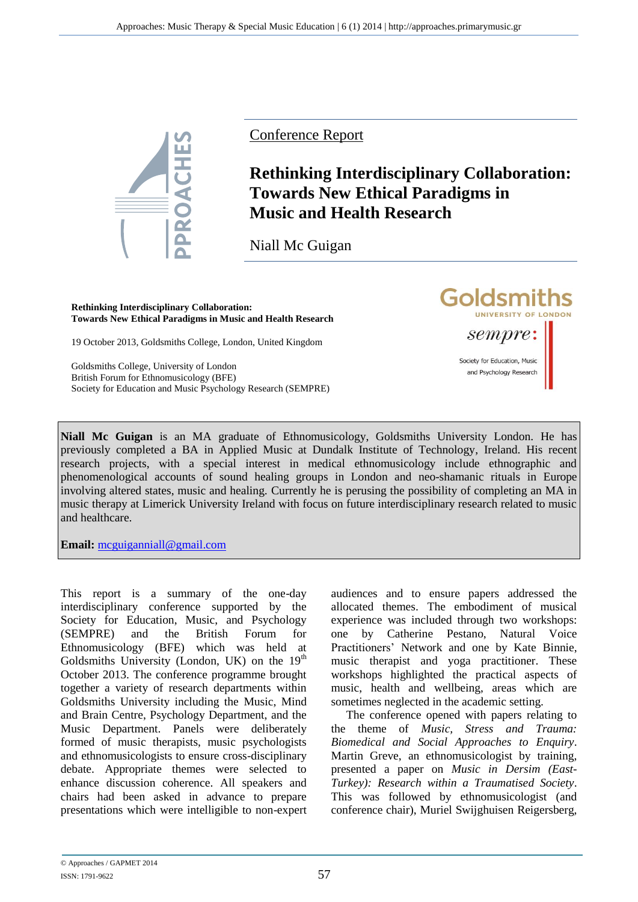Conference Report

# Rethinking Interdisciplinary Collaboration: Towards New Ethical Paradigms in Music and Health Research

Niall Mc Guigan

**Rethinking Interdisciplinary Collaboration: Towards New Ethical Paradigms in Music and Health Research**

19 October 2013, Goldsmiths College, London, United Kingdom

Goldsmiths College, University of London
British Forum for Ethnomusicology (BFE)
Society for Education and Music Psychology Research (SEMPRE)

**Niall Mc Guigan** is an MA graduate of Ethnomusicology, Goldsmiths University London. He has previously completed a BA in Applied Music at Dundalk Institute of Technology, Ireland. His recent research projects, with a special interest in medical ethnomusicology include ethnographic and phenomenological accounts of sound healing groups in London and neo-shamanic rituals in Europe involving altered states, music and healing. Currently he is perusing the possibility of completing an MA in music therapy at Limerick University Ireland with focus on future interdisciplinary research related to music and healthcare.

**Email:** mcguiganniall@gmail.com

This report is a summary of the one-day interdisciplinary conference supported by the Society for Education, Music, and Psychology (SEMPRE) and the British Forum for Ethnomusicology (BFE) which was held at Goldsmiths University (London, UK) on the 19th October 2013. The conference programme brought together a variety of research departments within Goldsmiths University including the Music, Mind and Brain Centre, Psychology Department, and the Music Department. Panels were deliberately formed of music therapists, music psychologists and ethnomusicologists to ensure cross-disciplinary debate. Appropriate themes were selected to enhance discussion coherence. All speakers and chairs had been asked in advance to prepare presentations which were intelligible to non-expert audiences and to ensure papers addressed the allocated themes. The embodiment of musical experience was included through two workshops: one by Catherine Pestano, Natural Voice Practitioners' Network and one by Kate Binnie, music therapist and yoga practitioner. These workshops highlighted the practical aspects of music, health and wellbeing, areas which are sometimes neglected in the academic setting.

The conference opened with papers relating to the theme of *Music, Stress and Trauma: Biomedical and Social Approaches to Enquiry*. Martin Greve, an ethnomusicologist by training, presented a paper on *Music in Dersim (East-Turkey): Research within a Traumatised Society*. This was followed by ethnomusicologist (and conference chair), Muriel Swijghuisen Reigersberg,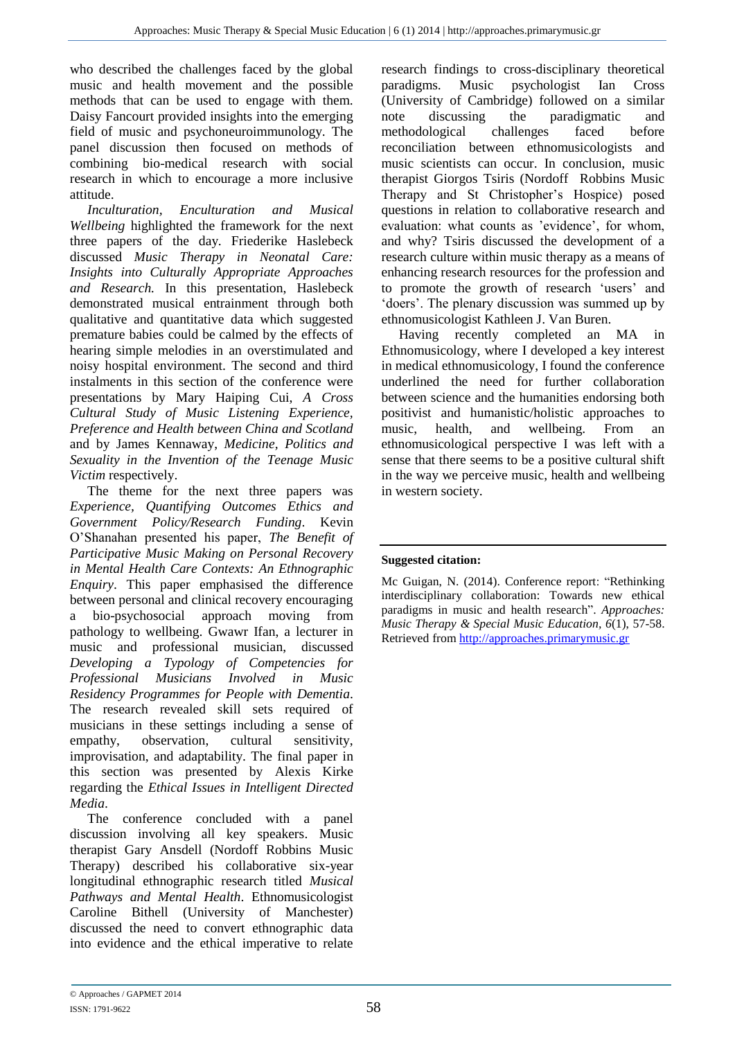who described the challenges faced by the global music and health movement and the possible methods that can be used to engage with them. Daisy Fancourt provided insights into the emerging field of music and psychoneuroimmunology. The panel discussion then focused on methods of combining bio-medical research with social research in which to encourage a more inclusive attitude.

*Inculturation, Enculturation and Musical Wellbeing* highlighted the framework for the next three papers of the day. Friederike Haslebeck discussed *Music Therapy in Neonatal Care: Insights into Culturally Appropriate Approaches and Research.* In this presentation, Haslebeck demonstrated musical entrainment through both qualitative and quantitative data which suggested premature babies could be calmed by the effects of hearing simple melodies in an overstimulated and noisy hospital environment. The second and third instalments in this section of the conference were presentations by Mary Haiping Cui, *A Cross Cultural Study of Music Listening Experience, Preference and Health between China and Scotland* and by James Kennaway, *Medicine, Politics and Sexuality in the Invention of the Teenage Music Victim* respectively.

The theme for the next three papers was *Experience, Quantifying Outcomes Ethics and Government Policy/Research Funding*. Kevin O'Shanahan presented his paper, *The Benefit of Participative Music Making on Personal Recovery in Mental Health Care Contexts: An Ethnographic Enquiry*. This paper emphasised the difference between personal and clinical recovery encouraging a bio-psychosocial approach moving from pathology to wellbeing. Gwawr Ifan, a lecturer in music and professional musician, discussed *Developing a Typology of Competencies for Professional Musicians Involved in Music Residency Programmes for People with Dementia*. The research revealed skill sets required of musicians in these settings including a sense of empathy, observation, cultural sensitivity, improvisation, and adaptability. The final paper in this section was presented by Alexis Kirke regarding the *Ethical Issues in Intelligent Directed Media*.

The conference concluded with a panel discussion involving all key speakers. Music therapist Gary Ansdell (Nordoff Robbins Music Therapy) described his collaborative six-year longitudinal ethnographic research titled *Musical Pathways and Mental Health*. Ethnomusicologist Caroline Bithell (University of Manchester) discussed the need to convert ethnographic data into evidence and the ethical imperative to relate research findings to cross-disciplinary theoretical paradigms. Music psychologist Ian Cross (University of Cambridge) followed on a similar note discussing the paradigmatic and methodological challenges faced before reconciliation between ethnomusicologists and music scientists can occur. In conclusion, music therapist Giorgos Tsiris (Nordoff Robbins Music Therapy and St Christopher's Hospice) posed questions in relation to collaborative research and evaluation: what counts as 'evidence', for whom, and why? Tsiris discussed the development of a research culture within music therapy as a means of enhancing research resources for the profession and to promote the growth of research 'users' and 'doers'. The plenary discussion was summed up by ethnomusicologist Kathleen J. Van Buren.

Having recently completed an MA in Ethnomusicology, where I developed a key interest in medical ethnomusicology, I found the conference underlined the need for further collaboration between science and the humanities endorsing both positivist and humanistic/holistic approaches to music, health, and wellbeing. From an ethnomusicological perspective I was left with a sense that there seems to be a positive cultural shift in the way we perceive music, health and wellbeing in western society.

---

**Suggested citation:**

Mc Guigan, N. (2014). Conference report: "Rethinking interdisciplinary collaboration: Towards new ethical paradigms in music and health research". *Approaches: Music Therapy & Special Music Education, 6*(1), 57-58. Retrieved from http://approaches.primarymusic.gr